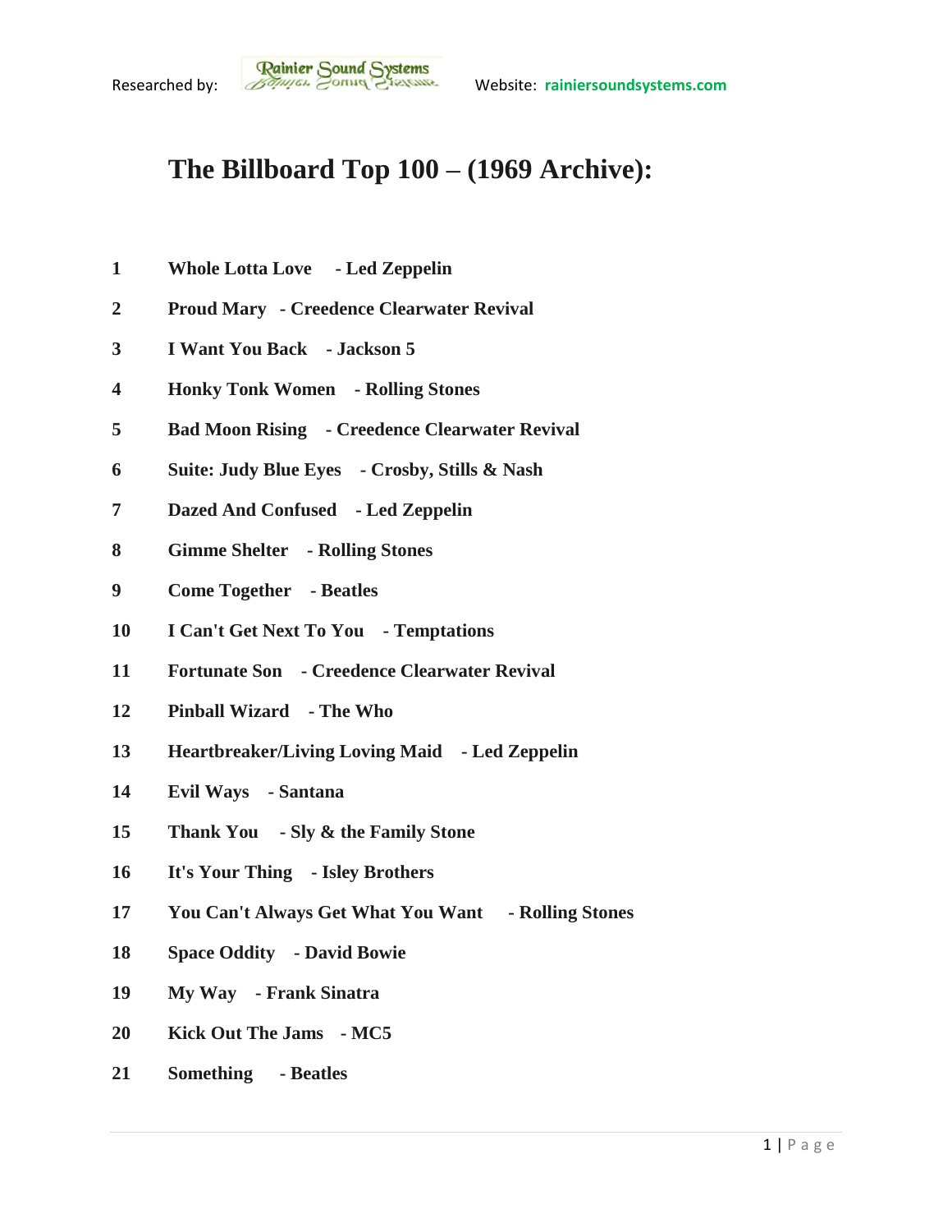Researched by: Rainier Sound Systems Website: rainiersoundsystems.com

# The Billboard Top 100 – (1969 Archive):

| | |
|---|---|
| **1** | **Whole Lotta Love - Led Zeppelin** |
| **2** | **Proud Mary - Creedence Clearwater Revival** |
| **3** | **I Want You Back - Jackson 5** |
| **4** | **Honky Tonk Women - Rolling Stones** |
| **5** | **Bad Moon Rising - Creedence Clearwater Revival** |
| **6** | **Suite: Judy Blue Eyes - Crosby, Stills & Nash** |
| **7** | **Dazed And Confused - Led Zeppelin** |
| **8** | **Gimme Shelter - Rolling Stones** |
| **9** | **Come Together - Beatles** |
| **10** | **I Can't Get Next To You - Temptations** |
| **11** | **Fortunate Son - Creedence Clearwater Revival** |
| **12** | **Pinball Wizard - The Who** |
| **13** | **Heartbreaker/Living Loving Maid - Led Zeppelin** |
| **14** | **Evil Ways - Santana** |
| **15** | **Thank You - Sly & the Family Stone** |
| **16** | **It's Your Thing - Isley Brothers** |
| **17** | **You Can't Always Get What You Want - Rolling Stones** |
| **18** | **Space Oddity - David Bowie** |
| **19** | **My Way - Frank Sinatra** |
| **20** | **Kick Out The Jams - MC5** |
| **21** | **Something - Beatles** |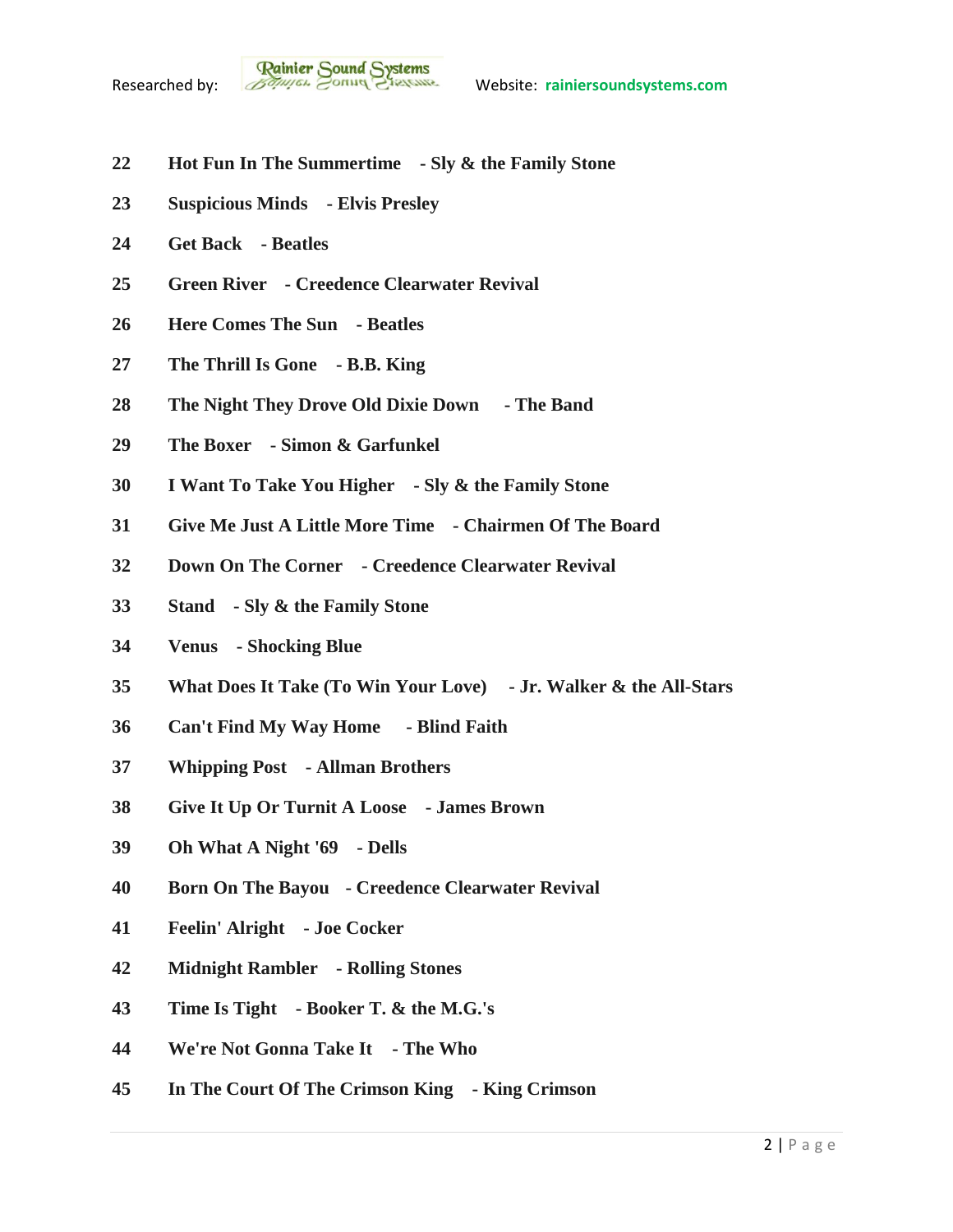22 **Hot Fun In The Summertime - Sly & the Family Stone**

23 **Suspicious Minds - Elvis Presley**

24 **Get Back - Beatles**

25 **Green River - Creedence Clearwater Revival**

26 **Here Comes The Sun - Beatles**

27 **The Thrill Is Gone - B.B. King**

28 **The Night They Drove Old Dixie Down - The Band**

29 **The Boxer - Simon & Garfunkel**

30 **I Want To Take You Higher - Sly & the Family Stone**

31 **Give Me Just A Little More Time - Chairmen Of The Board**

32 **Down On The Corner - Creedence Clearwater Revival**

33 **Stand - Sly & the Family Stone**

34 **Venus - Shocking Blue**

35 **What Does It Take (To Win Your Love) - Jr. Walker & the All-Stars**

36 **Can't Find My Way Home - Blind Faith**

37 **Whipping Post - Allman Brothers**

38 **Give It Up Or Turnit A Loose - James Brown**

39 **Oh What A Night '69 - Dells**

40 **Born On The Bayou - Creedence Clearwater Revival**

41 **Feelin' Alright - Joe Cocker**

42 **Midnight Rambler - Rolling Stones**

43 **Time Is Tight - Booker T. & the M.G.'s**

44 **We're Not Gonna Take It - The Who**

45 **In The Court Of The Crimson King - King Crimson**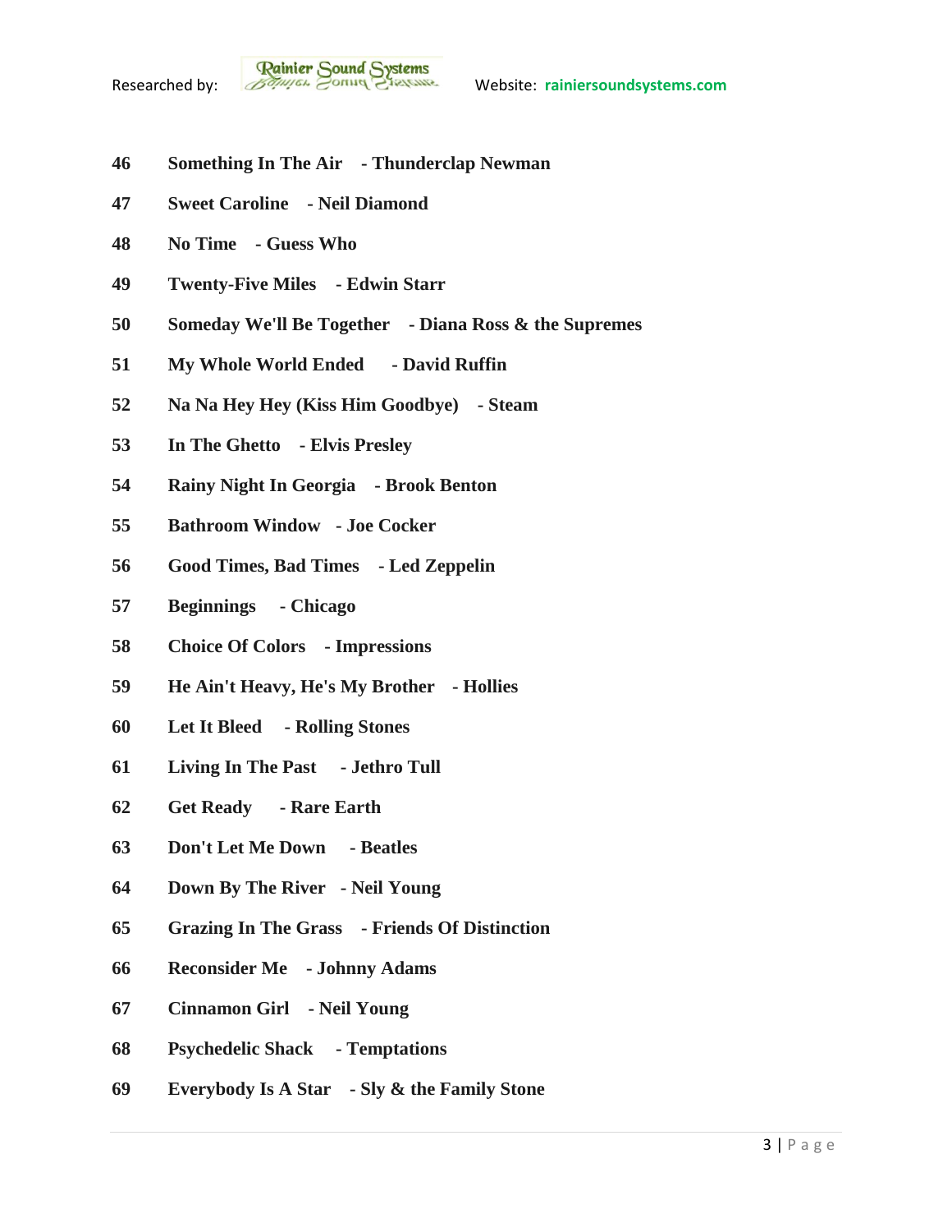**46 Something In The Air - Thunderclap Newman**

**47 Sweet Caroline - Neil Diamond**

**48 No Time - Guess Who**

**49 Twenty-Five Miles - Edwin Starr**

**50 Someday We'll Be Together - Diana Ross & the Supremes**

**51 My Whole World Ended - David Ruffin**

**52 Na Na Hey Hey (Kiss Him Goodbye) - Steam**

**53 In The Ghetto - Elvis Presley**

**54 Rainy Night In Georgia - Brook Benton**

**55 Bathroom Window - Joe Cocker**

**56 Good Times, Bad Times - Led Zeppelin**

**57 Beginnings - Chicago**

**58 Choice Of Colors - Impressions**

**59 He Ain't Heavy, He's My Brother - Hollies**

**60 Let It Bleed - Rolling Stones**

**61 Living In The Past - Jethro Tull**

**62 Get Ready - Rare Earth**

**63 Don't Let Me Down - Beatles**

**64 Down By The River - Neil Young**

**65 Grazing In The Grass - Friends Of Distinction**

**66 Reconsider Me - Johnny Adams**

**67 Cinnamon Girl - Neil Young**

**68 Psychedelic Shack - Temptations**

**69 Everybody Is A Star - Sly & the Family Stone**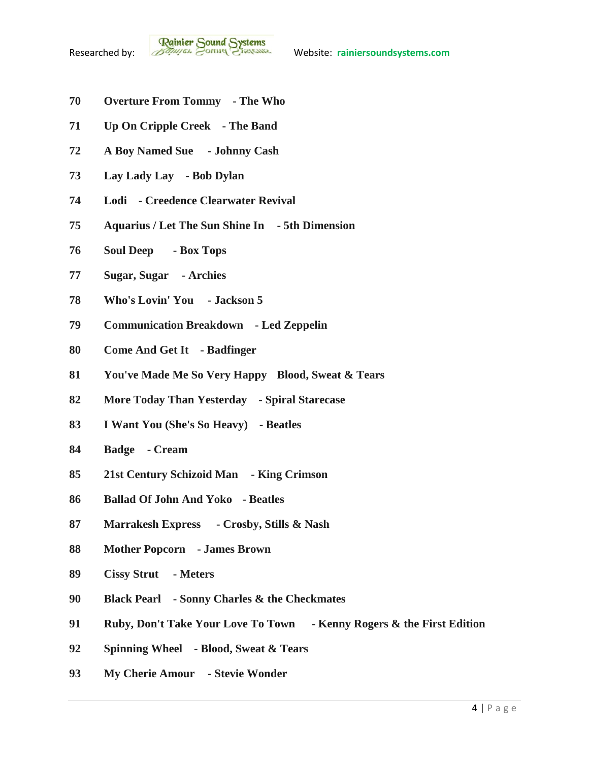**70 Overture From Tommy - The Who**

**71 Up On Cripple Creek - The Band**

**72 A Boy Named Sue - Johnny Cash**

**73 Lay Lady Lay - Bob Dylan**

**74 Lodi - Creedence Clearwater Revival**

**75 Aquarius / Let The Sun Shine In - 5th Dimension**

**76 Soul Deep - Box Tops**

**77 Sugar, Sugar - Archies**

**78 Who's Lovin' You - Jackson 5**

**79 Communication Breakdown - Led Zeppelin**

**80 Come And Get It - Badfinger**

**81 You've Made Me So Very Happy Blood, Sweat & Tears**

**82 More Today Than Yesterday - Spiral Starecase**

**83 I Want You (She's So Heavy) - Beatles**

**84 Badge - Cream**

**85 21st Century Schizoid Man - King Crimson**

**86 Ballad Of John And Yoko - Beatles**

**87 Marrakesh Express - Crosby, Stills & Nash**

**88 Mother Popcorn - James Brown**

**89 Cissy Strut - Meters**

**90 Black Pearl - Sonny Charles & the Checkmates**

**91 Ruby, Don't Take Your Love To Town - Kenny Rogers & the First Edition**

**92 Spinning Wheel - Blood, Sweat & Tears**

**93 My Cherie Amour - Stevie Wonder**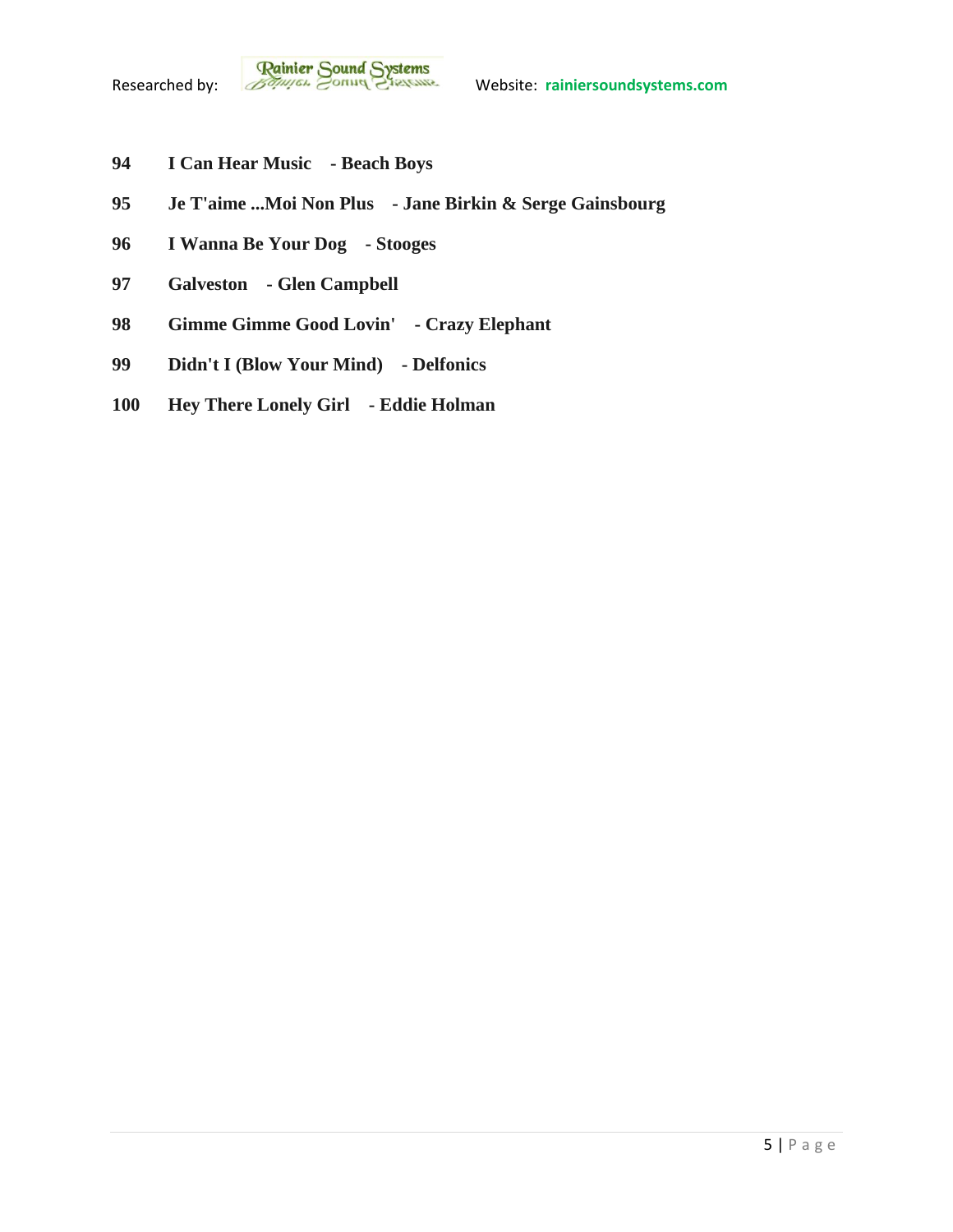**94 I Can Hear Music - Beach Boys**

**95 Je T'aime ...Moi Non Plus - Jane Birkin & Serge Gainsbourg**

**96 I Wanna Be Your Dog - Stooges**

**97 Galveston - Glen Campbell**

**98 Gimme Gimme Good Lovin' - Crazy Elephant**

**99 Didn't I (Blow Your Mind) - Delfonics**

**100 Hey There Lonely Girl - Eddie Holman**